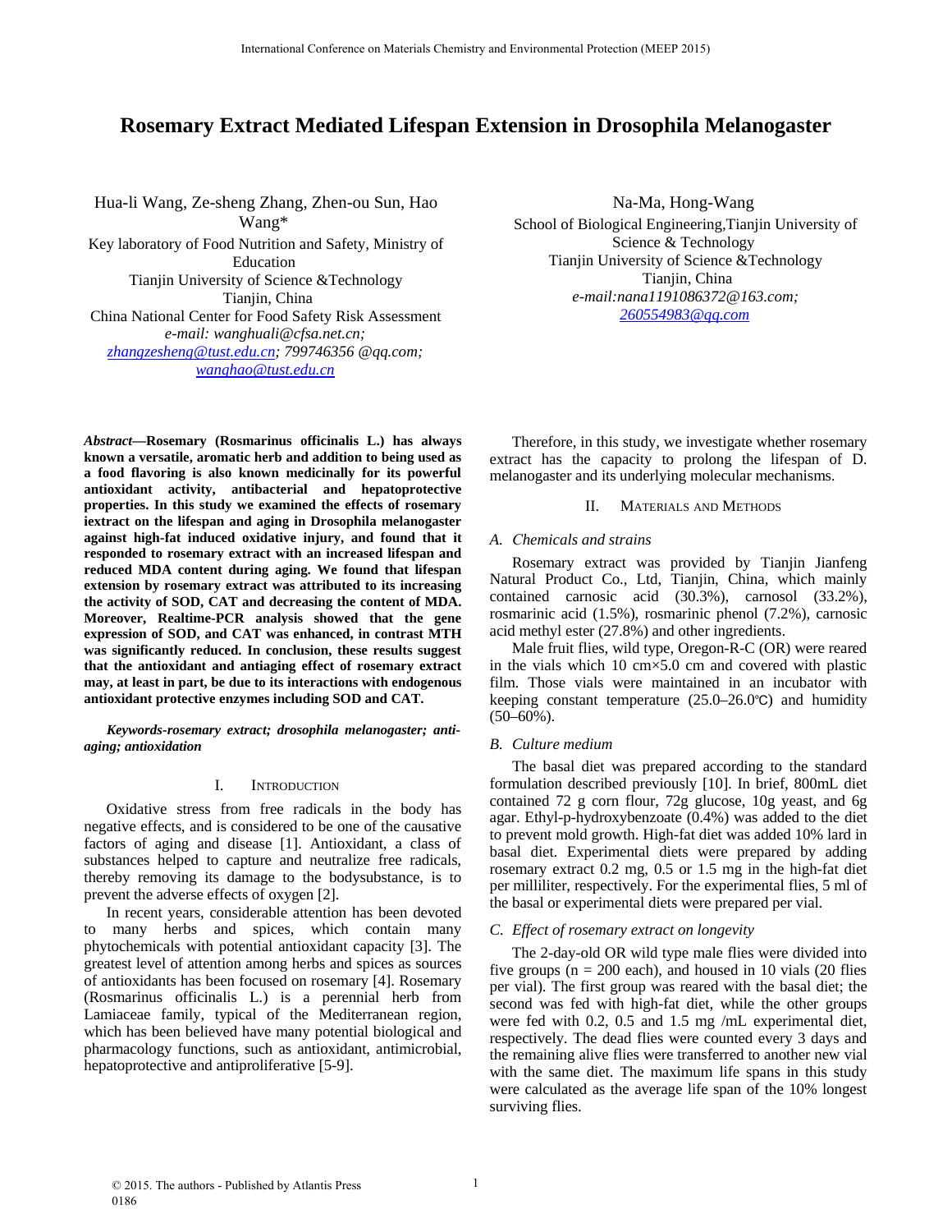# Rosemary Extract Mediated Lifespan Extension in Drosophila Melanogaster

Hua-li Wang, Ze-sheng Zhang, Zhen-ou Sun, Hao Wang*
Key laboratory of Food Nutrition and Safety, Ministry of Education
Tianjin University of Science &Technology
Tianjin, China
China National Center for Food Safety Risk Assessment
*e-mail: wanghuali@cfsa.net.cn; zhangzesheng@tust.edu.cn; 799746356 @qq.com; wanghao@tust.edu.cn*

Na-Ma, Hong-Wang
School of Biological Engineering,Tianjin University of Science & Technology
Tianjin University of Science &Technology
Tianjin, China
*e-mail:nana1191086372@163.com; 260554983@qq.com*

***Abstract*—Rosemary (Rosmarinus officinalis L.) has always known a versatile, aromatic herb and addition to being used as a food flavoring is also known medicinally for its powerful antioxidant activity, antibacterial and hepatoprotective properties. In this study we examined the effects of rosemary iextract on the lifespan and aging in Drosophila melanogaster against high-fat induced oxidative injury, and found that it responded to rosemary extract with an increased lifespan and reduced MDA content during aging. We found that lifespan extension by rosemary extract was attributed to its increasing the activity of SOD, CAT and decreasing the content of MDA. Moreover, Realtime-PCR analysis showed that the gene expression of SOD, and CAT was enhanced, in contrast MTH was significantly reduced. In conclusion, these results suggest that the antioxidant and antiaging effect of rosemary extract may, at least in part, be due to its interactions with endogenous antioxidant protective enzymes including SOD and CAT.**

***Keywords-rosemary extract; drosophila melanogaster; anti-aging; antioxidation***

## I. Introduction

Oxidative stress from free radicals in the body has negative effects, and is considered to be one of the causative factors of aging and disease [1]. Antioxidant, a class of substances helped to capture and neutralize free radicals, thereby removing its damage to the bodysubstance, is to prevent the adverse effects of oxygen [2].

In recent years, considerable attention has been devoted to many herbs and spices, which contain many phytochemicals with potential antioxidant capacity [3]. The greatest level of attention among herbs and spices as sources of antioxidants has been focused on rosemary [4]. Rosemary (Rosmarinus officinalis L.) is a perennial herb from Lamiaceae family, typical of the Mediterranean region, which has been believed have many potential biological and pharmacology functions, such as antioxidant, antimicrobial, hepatoprotective and antiproliferative [5-9].

Therefore, in this study, we investigate whether rosemary extract has the capacity to prolong the lifespan of D. melanogaster and its underlying molecular mechanisms.

## II. Materials and Methods

### *A. Chemicals and strains*

Rosemary extract was provided by Tianjin Jianfeng Natural Product Co., Ltd, Tianjin, China, which mainly contained carnosic acid (30.3%), carnosol (33.2%), rosmarinic acid (1.5%), rosmarinic phenol (7.2%), carnosic acid methyl ester (27.8%) and other ingredients.

Male fruit flies, wild type, Oregon-R-C (OR) were reared in the vials which 10 cm×5.0 cm and covered with plastic film. Those vials were maintained in an incubator with keeping constant temperature (25.0–26.0℃) and humidity (50–60%).

### *B. Culture medium*

The basal diet was prepared according to the standard formulation described previously [10]. In brief, 800mL diet contained 72 g corn flour, 72g glucose, 10g yeast, and 6g agar. Ethyl-p-hydroxybenzoate (0.4%) was added to the diet to prevent mold growth. High-fat diet was added 10% lard in basal diet. Experimental diets were prepared by adding rosemary extract 0.2 mg, 0.5 or 1.5 mg in the high-fat diet per milliliter, respectively. For the experimental flies, 5 ml of the basal or experimental diets were prepared per vial.

### *C. Effect of rosemary extract on longevity*

The 2-day-old OR wild type male flies were divided into five groups (n = 200 each), and housed in 10 vials (20 flies per vial). The first group was reared with the basal diet; the second was fed with high-fat diet, while the other groups were fed with 0.2, 0.5 and 1.5 mg /mL experimental diet, respectively. The dead flies were counted every 3 days and the remaining alive flies were transferred to another new vial with the same diet. The maximum life spans in this study were calculated as the average life span of the 10% longest surviving flies.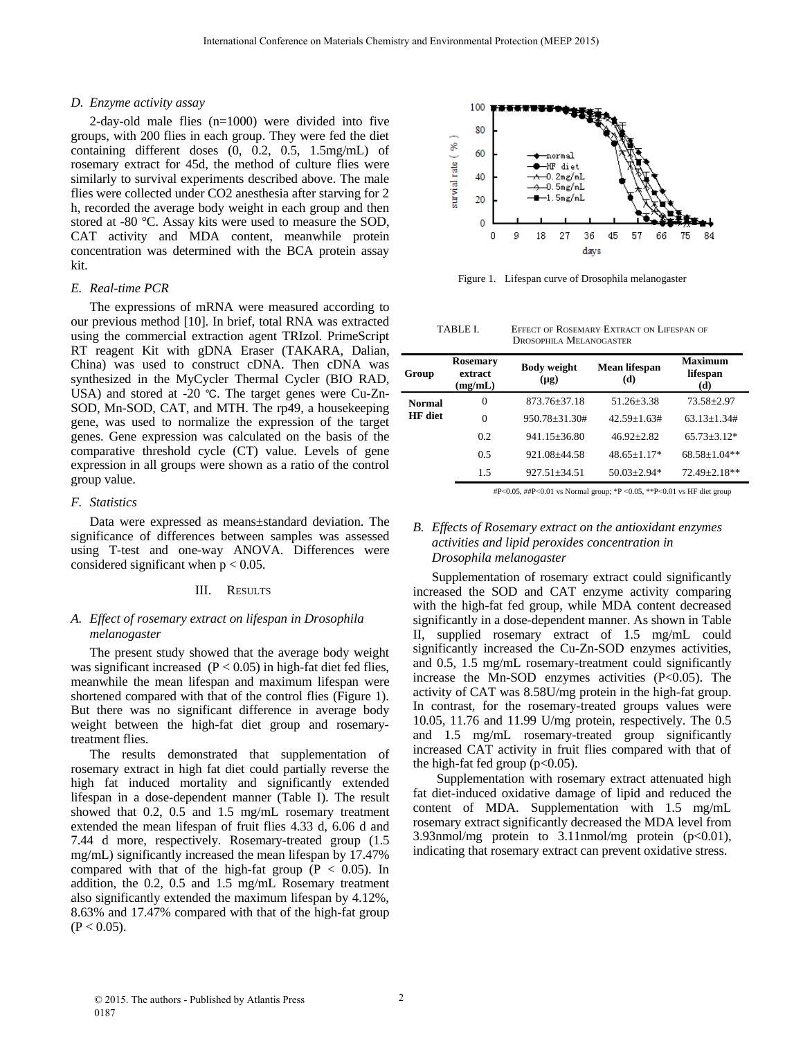*D. Enzyme activity assay*

2-day-old male flies (n=1000) were divided into five groups, with 200 flies in each group. They were fed the diet containing different doses (0, 0.2, 0.5, 1.5mg/mL) of rosemary extract for 45d, the method of culture flies were similarly to survival experiments described above. The male flies were collected under CO2 anesthesia after starving for 2 h, recorded the average body weight in each group and then stored at -80 °C. Assay kits were used to measure the SOD, CAT activity and MDA content, meanwhile protein concentration was determined with the BCA protein assay kit.

*E. Real-time PCR*

The expressions of mRNA were measured according to our previous method [10]. In brief, total RNA was extracted using the commercial extraction agent TRIzol. PrimeScript RT reagent Kit with gDNA Eraser (TAKARA, Dalian, China) was used to construct cDNA. Then cDNA was synthesized in the MyCycler Thermal Cycler (BIO RAD, USA) and stored at -20 ℃. The target genes were Cu-Zn-SOD, Mn-SOD, CAT, and MTH. The rp49, a housekeeping gene, was used to normalize the expression of the target genes. Gene expression was calculated on the basis of the comparative threshold cycle (CT) value. Levels of gene expression in all groups were shown as a ratio of the control group value.

*F. Statistics*

Data were expressed as means±standard deviation. The significance of differences between samples was assessed using T-test and one-way ANOVA. Differences were considered significant when $p < 0.05$.

## III. Results

*A. Effect of rosemary extract on lifespan in Drosophila melanogaster*

The present study showed that the average body weight was significant increased ($P < 0.05$) in high-fat diet fed flies, meanwhile the mean lifespan and maximum lifespan were shortened compared with that of the control flies (Figure 1). But there was no significant difference in average body weight between the high-fat diet group and rosemary-treatment flies.

The results demonstrated that supplementation of rosemary extract in high fat diet could partially reverse the high fat induced mortality and significantly extended lifespan in a dose-dependent manner (Table I). The result showed that 0.2, 0.5 and 1.5 mg/mL rosemary treatment extended the mean lifespan of fruit flies 4.33 d, 6.06 d and 7.44 d more, respectively. Rosemary-treated group (1.5 mg/mL) significantly increased the mean lifespan by 17.47% compared with that of the high-fat group ($P < 0.05$). In addition, the 0.2, 0.5 and 1.5 mg/mL Rosemary treatment also significantly extended the maximum lifespan by 4.12%, 8.63% and 17.47% compared with that of the high-fat group ($P < 0.05$).

Figure 1. Lifespan curve of Drosophila melanogaster

TABLE I. Effect of Rosemary Extract on Lifespan of Drosophila Melanogaster

| Group | Rosemary extract (mg/mL) | Body weight (μg) | Mean lifespan (d) | Maximum lifespan (d) |
|---|---|---|---|---|
| Normal | 0 | 873.76±37.18 | 51.26±3.38 | 73.58±2.97 |
| HF diet | 0 | 950.78±31.30# | 42.59±1.63# | 63.13±1.34# |
| | 0.2 | 941.15±36.80 | 46.92±2.82 | 65.73±3.12* |
| | 0.5 | 921.08±44.58 | 48.65±1.17* | 68.58±1.04** |
| | 1.5 | 927.51±34.51 | 50.03±2.94* | 72.49±2.18** |

#P<0.05, ##P<0.01 vs Normal group; *P <0.05, **P<0.01 vs HF diet group

*B. Effects of Rosemary extract on the antioxidant enzymes activities and lipid peroxides concentration in Drosophila melanogaster*

Supplementation of rosemary extract could significantly increased the SOD and CAT enzyme activity comparing with the high-fat fed group, while MDA content decreased significantly in a dose-dependent manner. As shown in Table II, supplied rosemary extract of 1.5 mg/mL could significantly increased the Cu-Zn-SOD enzymes activities, and 0.5, 1.5 mg/mL rosemary-treatment could significantly increase the Mn-SOD enzymes activities ($P<0.05$). The activity of CAT was 8.58U/mg protein in the high-fat group. In contrast, for the rosemary-treated groups values were 10.05, 11.76 and 11.99 U/mg protein, respectively. The 0.5 and 1.5 mg/mL rosemary-treated group significantly increased CAT activity in fruit flies compared with that of the high-fat fed group ($p<0.05$).

Supplementation with rosemary extract attenuated high fat diet-induced oxidative damage of lipid and reduced the content of MDA. Supplementation with 1.5 mg/mL rosemary extract significantly decreased the MDA level from 3.93nmol/mg protein to 3.11nmol/mg protein ($p<0.01$), indicating that rosemary extract can prevent oxidative stress.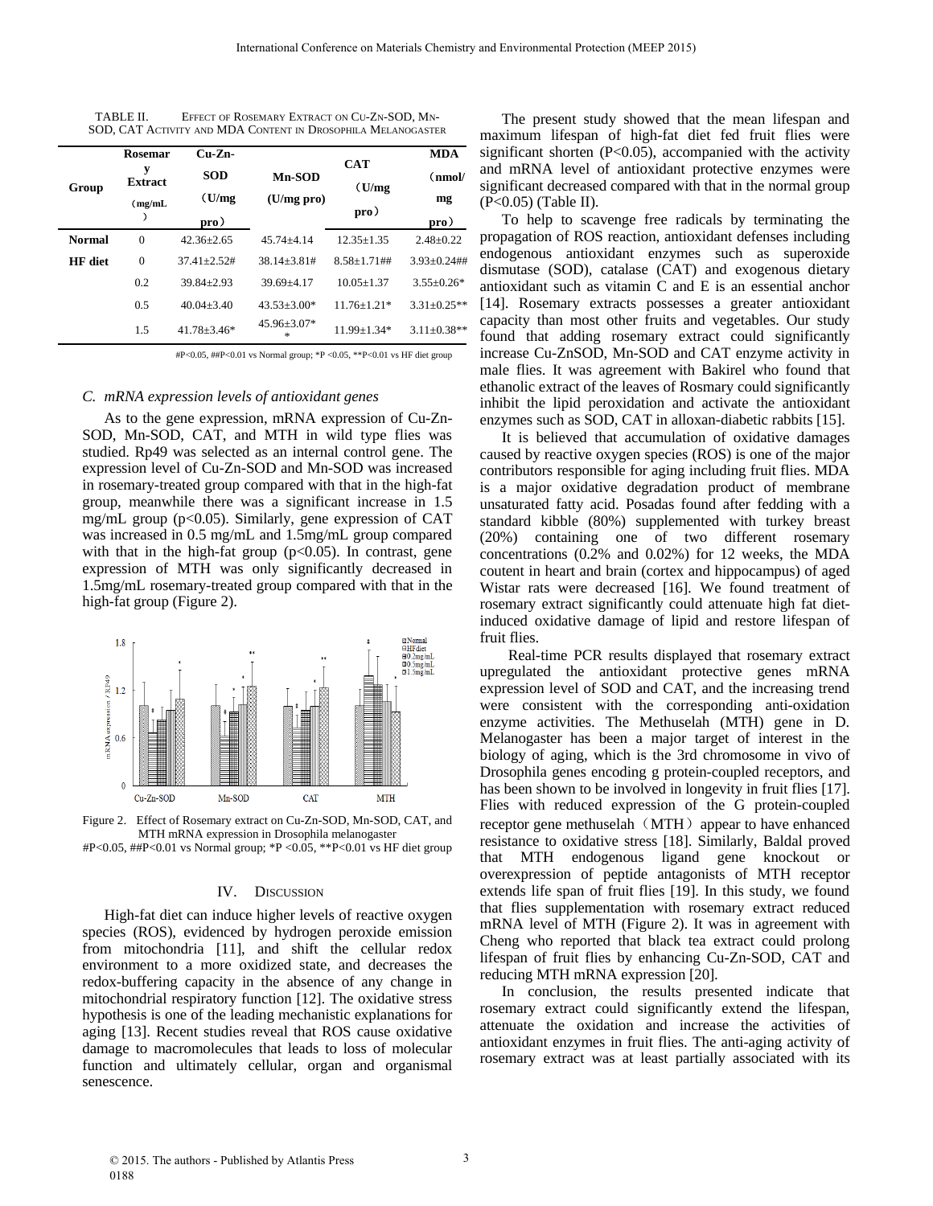TABLE II. EFFECT OF ROSEMARY EXTRACT ON CU-ZN-SOD, MN-SOD, CAT ACTIVITY AND MDA CONTENT IN DROSOPHILA MELANOGASTER

| Group | Rosemary Extract (mg/mL) | Cu-Zn-SOD (U/mg pro) | Mn-SOD (U/mg pro) | CAT (U/mg pro) | MDA (nmol/mg pro) |
|---|---|---|---|---|---|
| Normal | 0 | 42.36±2.65 | 45.74±4.14 | 12.35±1.35 | 2.48±0.22 |
| HF diet | 0 | 37.41±2.52# | 38.14±3.81# | 8.58±1.71## | 3.93±0.24## |
| | 0.2 | 39.84±2.93 | 39.69±4.17 | 10.05±1.37 | 3.55±0.26* |
| | 0.5 | 40.04±3.40 | 43.53±3.00* | 11.76±1.21* | 3.31±0.25** |
| | 1.5 | 41.78±3.46* | 45.96±3.07** | 11.99±1.34* | 3.11±0.38** |

#P<0.05, ##P<0.01 vs Normal group; *P <0.05, **P<0.01 vs HF diet group

### C. mRNA expression levels of antioxidant genes

As to the gene expression, mRNA expression of Cu-Zn-SOD, Mn-SOD, CAT, and MTH in wild type flies was studied. Rp49 was selected as an internal control gene. The expression level of Cu-Zn-SOD and Mn-SOD was increased in rosemary-treated group compared with that in the high-fat group, meanwhile there was a significant increase in 1.5 mg/mL group ($p<0.05$). Similarly, gene expression of CAT was increased in 0.5 mg/mL and 1.5mg/mL group compared with that in the high-fat group ($p<0.05$). In contrast, gene expression of MTH was only significantly decreased in 1.5mg/mL rosemary-treated group compared with that in the high-fat group (Figure 2).

Figure 2. Effect of Rosemary extract on Cu-Zn-SOD, Mn-SOD, CAT, and MTH mRNA expression in Drosophila melanogaster

#P<0.05, ##P<0.01 vs Normal group; *P <0.05, **P<0.01 vs HF diet group

## IV. DISCUSSION

High-fat diet can induce higher levels of reactive oxygen species (ROS), evidenced by hydrogen peroxide emission from mitochondria [11], and shift the cellular redox environment to a more oxidized state, and decreases the redox-buffering capacity in the absence of any change in mitochondrial respiratory function [12]. The oxidative stress hypothesis is one of the leading mechanistic explanations for aging [13]. Recent studies reveal that ROS cause oxidative damage to macromolecules that leads to loss of molecular function and ultimately cellular, organ and organismal senescence.

The present study showed that the mean lifespan and maximum lifespan of high-fat diet fed fruit flies were significant shorten ($P<0.05$), accompanied with the activity and mRNA level of antioxidant protective enzymes were significant decreased compared with that in the normal group ($P<0.05$) (Table II).

To help to scavenge free radicals by terminating the propagation of ROS reaction, antioxidant defenses including endogenous antioxidant enzymes such as superoxide dismutase (SOD), catalase (CAT) and exogenous dietary antioxidant such as vitamin C and E is an essential anchor [14]. Rosemary extracts possesses a greater antioxidant capacity than most other fruits and vegetables. Our study found that adding rosemary extract could significantly increase Cu-ZnSOD, Mn-SOD and CAT enzyme activity in male flies. It was agreement with Bakirel who found that ethanolic extract of the leaves of Rosmary could significantly inhibit the lipid peroxidation and activate the antioxidant enzymes such as SOD, CAT in alloxan-diabetic rabbits [15].

It is believed that accumulation of oxidative damages caused by reactive oxygen species (ROS) is one of the major contributors responsible for aging including fruit flies. MDA is a major oxidative degradation product of membrane unsaturated fatty acid. Posadas found after fedding with a standard kibble (80%) supplemented with turkey breast (20%) containing one of two different rosemary concentrations (0.2% and 0.02%) for 12 weeks, the MDA coutent in heart and brain (cortex and hippocampus) of aged Wistar rats were decreased [16]. We found treatment of rosemary extract significantly could attenuate high fat diet-induced oxidative damage of lipid and restore lifespan of fruit flies.

Real-time PCR results displayed that rosemary extract upregulated the antioxidant protective genes mRNA expression level of SOD and CAT, and the increasing trend were consistent with the corresponding anti-oxidation enzyme activities. The Methuselah (MTH) gene in D. Melanogaster has been a major target of interest in the biology of aging, which is the 3rd chromosome in vivo of Drosophila genes encoding g protein-coupled receptors, and has been shown to be involved in longevity in fruit flies [17]. Flies with reduced expression of the G protein-coupled receptor gene methuselah（MTH）appear to have enhanced resistance to oxidative stress [18]. Similarly, Baldal proved that MTH endogenous ligand gene knockout or overexpression of peptide antagonists of MTH receptor extends life span of fruit flies [19]. In this study, we found that flies supplementation with rosemary extract reduced mRNA level of MTH (Figure 2). It was in agreement with Cheng who reported that black tea extract could prolong lifespan of fruit flies by enhancing Cu-Zn-SOD, CAT and reducing MTH mRNA expression [20].

In conclusion, the results presented indicate that rosemary extract could significantly extend the lifespan, attenuate the oxidation and increase the activities of antioxidant enzymes in fruit flies. The anti-aging activity of rosemary extract was at least partially associated with its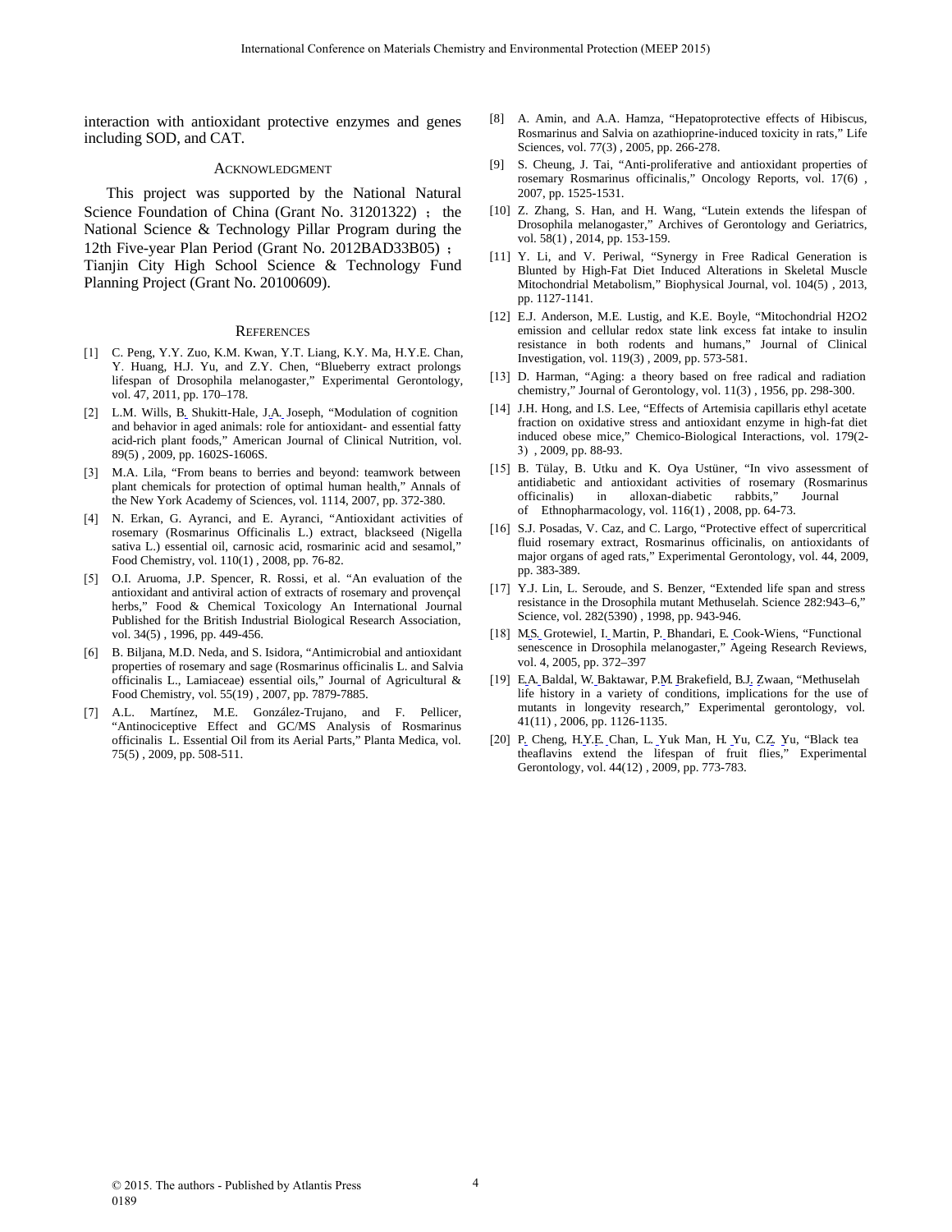interaction with antioxidant protective enzymes and genes including SOD, and CAT.

## Acknowledgment

This project was supported by the National Natural Science Foundation of China (Grant No. 31201322) ; the National Science & Technology Pillar Program during the 12th Five-year Plan Period (Grant No. 2012BAD33B05) ; Tianjin City High School Science & Technology Fund Planning Project (Grant No. 20100609).

## References

[1] C. Peng, Y.Y. Zuo, K.M. Kwan, Y.T. Liang, K.Y. Ma, H.Y.E. Chan, Y. Huang, H.J. Yu, and Z.Y. Chen, "Blueberry extract prolongs lifespan of Drosophila melanogaster," Experimental Gerontology, vol. 47, 2011, pp. 170–178.

[2] L.M. Wills, B. Shukitt-Hale, J.A. Joseph, "Modulation of cognition and behavior in aged animals: role for antioxidant- and essential fatty acid-rich plant foods," American Journal of Clinical Nutrition, vol. 89(5) , 2009, pp. 1602S-1606S.

[3] M.A. Lila, "From beans to berries and beyond: teamwork between plant chemicals for protection of optimal human health," Annals of the New York Academy of Sciences, vol. 1114, 2007, pp. 372-380.

[4] N. Erkan, G. Ayranci, and E. Ayranci, "Antioxidant activities of rosemary (Rosmarinus Officinalis L.) extract, blackseed (Nigella sativa L.) essential oil, carnosic acid, rosmarinic acid and sesamol," Food Chemistry, vol. 110(1) , 2008, pp. 76-82.

[5] O.I. Aruoma, J.P. Spencer, R. Rossi, et al. "An evaluation of the antioxidant and antiviral action of extracts of rosemary and provençal herbs," Food & Chemical Toxicology An International Journal Published for the British Industrial Biological Research Association, vol. 34(5) , 1996, pp. 449-456.

[6] B. Biljana, M.D. Neda, and S. Isidora, "Antimicrobial and antioxidant properties of rosemary and sage (Rosmarinus officinalis L. and Salvia officinalis L., Lamiaceae) essential oils," Journal of Agricultural & Food Chemistry, vol. 55(19) , 2007, pp. 7879-7885.

[7] A.L. Martínez, M.E. González-Trujano, and F. Pellicer, "Antinociceptive Effect and GC/MS Analysis of Rosmarinus officinalis L. Essential Oil from its Aerial Parts," Planta Medica, vol. 75(5) , 2009, pp. 508-511.

[8] A. Amin, and A.A. Hamza, "Hepatoprotective effects of Hibiscus, Rosmarinus and Salvia on azathioprine-induced toxicity in rats," Life Sciences, vol. 77(3) , 2005, pp. 266-278.

[9] S. Cheung, J. Tai, "Anti-proliferative and antioxidant properties of rosemary Rosmarinus officinalis," Oncology Reports, vol. 17(6) , 2007, pp. 1525-1531.

[10] Z. Zhang, S. Han, and H. Wang, "Lutein extends the lifespan of Drosophila melanogaster," Archives of Gerontology and Geriatrics, vol. 58(1) , 2014, pp. 153-159.

[11] Y. Li, and V. Periwal, "Synergy in Free Radical Generation is Blunted by High-Fat Diet Induced Alterations in Skeletal Muscle Mitochondrial Metabolism," Biophysical Journal, vol. 104(5) , 2013, pp. 1127-1141.

[12] E.J. Anderson, M.E. Lustig, and K.E. Boyle, "Mitochondrial H2O2 emission and cellular redox state link excess fat intake to insulin resistance in both rodents and humans," Journal of Clinical Investigation, vol. 119(3) , 2009, pp. 573-581.

[13] D. Harman, "Aging: a theory based on free radical and radiation chemistry," Journal of Gerontology, vol. 11(3) , 1956, pp. 298-300.

[14] J.H. Hong, and I.S. Lee, "Effects of Artemisia capillaris ethyl acetate fraction on oxidative stress and antioxidant enzyme in high-fat diet induced obese mice," Chemico-Biological Interactions, vol. 179(2-3) , 2009, pp. 88-93.

[15] B. Tülay, B. Utku and K. Oya Ustüner, "In vivo assessment of antidiabetic and antioxidant activities of rosemary (Rosmarinus officinalis) in alloxan-diabetic rabbits," Journal of Ethnopharmacology, vol. 116(1) , 2008, pp. 64-73.

[16] S.J. Posadas, V. Caz, and C. Largo, "Protective effect of supercritical fluid rosemary extract, Rosmarinus officinalis, on antioxidants of major organs of aged rats," Experimental Gerontology, vol. 44, 2009, pp. 383-389.

[17] Y.J. Lin, L. Seroude, and S. Benzer, "Extended life span and stress resistance in the Drosophila mutant Methuselah. Science 282:943–6," Science, vol. 282(5390) , 1998, pp. 943-946.

[18] M.S. Grotewiel, I. Martin, P. Bhandari, E. Cook-Wiens, "Functional senescence in Drosophila melanogaster," Ageing Research Reviews, vol. 4, 2005, pp. 372–397

[19] E.A. Baldal, W. Baktawar, P.M. Brakefield, B.J. Zwaan, "Methuselah life history in a variety of conditions, implications for the use of mutants in longevity research," Experimental gerontology, vol. 41(11) , 2006, pp. 1126-1135.

[20] P. Cheng, H.Y.E. Chan, L. Yuk Man, H. Yu, C.Z. Yu, "Black tea theaflavins extend the lifespan of fruit flies," Experimental Gerontology, vol. 44(12) , 2009, pp. 773-783.